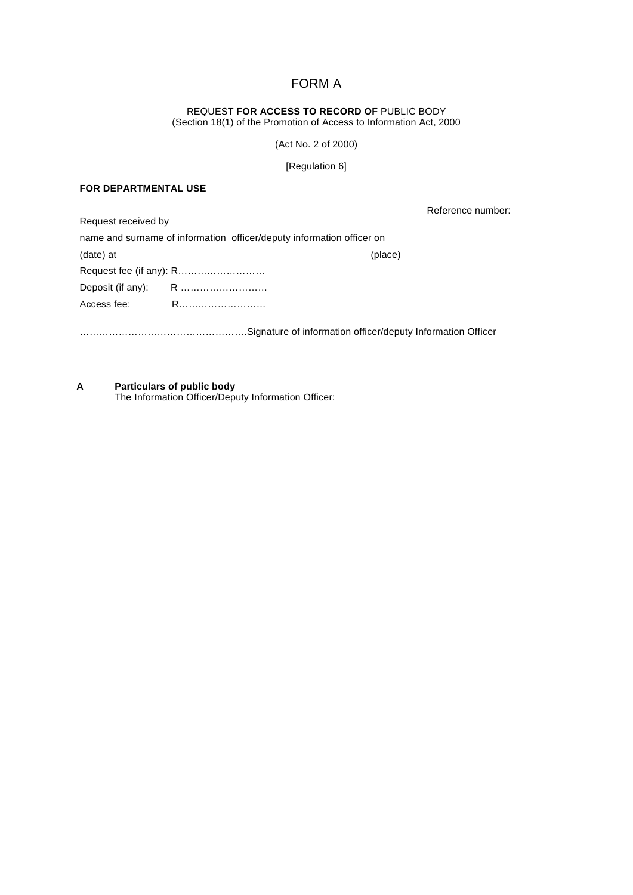# FORM A

REQUEST **FOR ACCESS TO RECORD OF** PUBLIC BODY
(Section 18(1) of the Promotion of Access to Information Act, 2000

(Act No. 2 of 2000)

[Regulation 6]

**FOR DEPARTMENTAL USE**

Reference number:

Request received by

name and surname of information officer/deputy information officer on

(date) at (place)

Request fee (if any): R………………………

Deposit (if any): R ………………………

Access fee: R………………………

……………………………………………Signature of information officer/deputy Information Officer

**A Particulars of public body**

The Information Officer/Deputy Information Officer: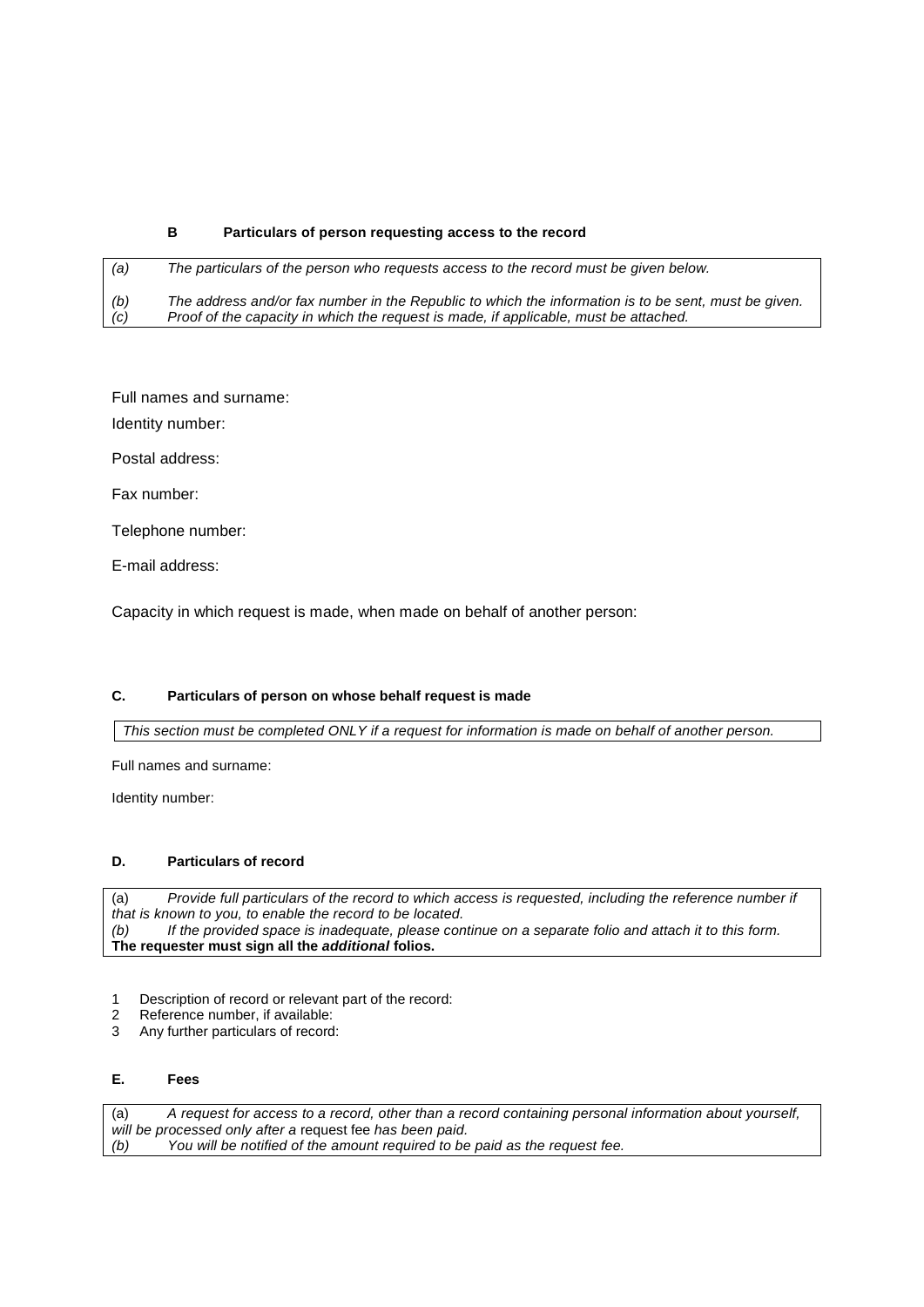### B Particulars of person requesting access to the record

| | |
|---|---|
| *(a)* | *The particulars of the person who requests access to the record must be given below.* |
| *(b)* | *The address and/or fax number in the Republic to which the information is to be sent, must be given.* |
| *(c)* | *Proof of the capacity in which the request is made, if applicable, must be attached.* |

Full names and surname:

Identity number:

Postal address:

Fax number:

Telephone number:

E-mail address:

Capacity in which request is made, when made on behalf of another person:

### C. Particulars of person on whose behalf request is made

*This section must be completed ONLY if a request for information is made on behalf of another person.*

Full names and surname:

Identity number:

### D. Particulars of record

(a) *Provide full particulars of the record to which access is requested, including the reference number if that is known to you, to enable the record to be located.*
*(b) If the provided space is inadequate, please continue on a separate folio and attach it to this form.*
**The requester must sign all the *additional* folios.**

1 Description of record or relevant part of the record:
2 Reference number, if available:
3 Any further particulars of record:

### E. Fees

(a) *A request for access to a record, other than a record containing personal information about yourself, will be processed only after a* request fee *has been paid.*
*(b) You will be notified of the amount required to be paid as the request fee.*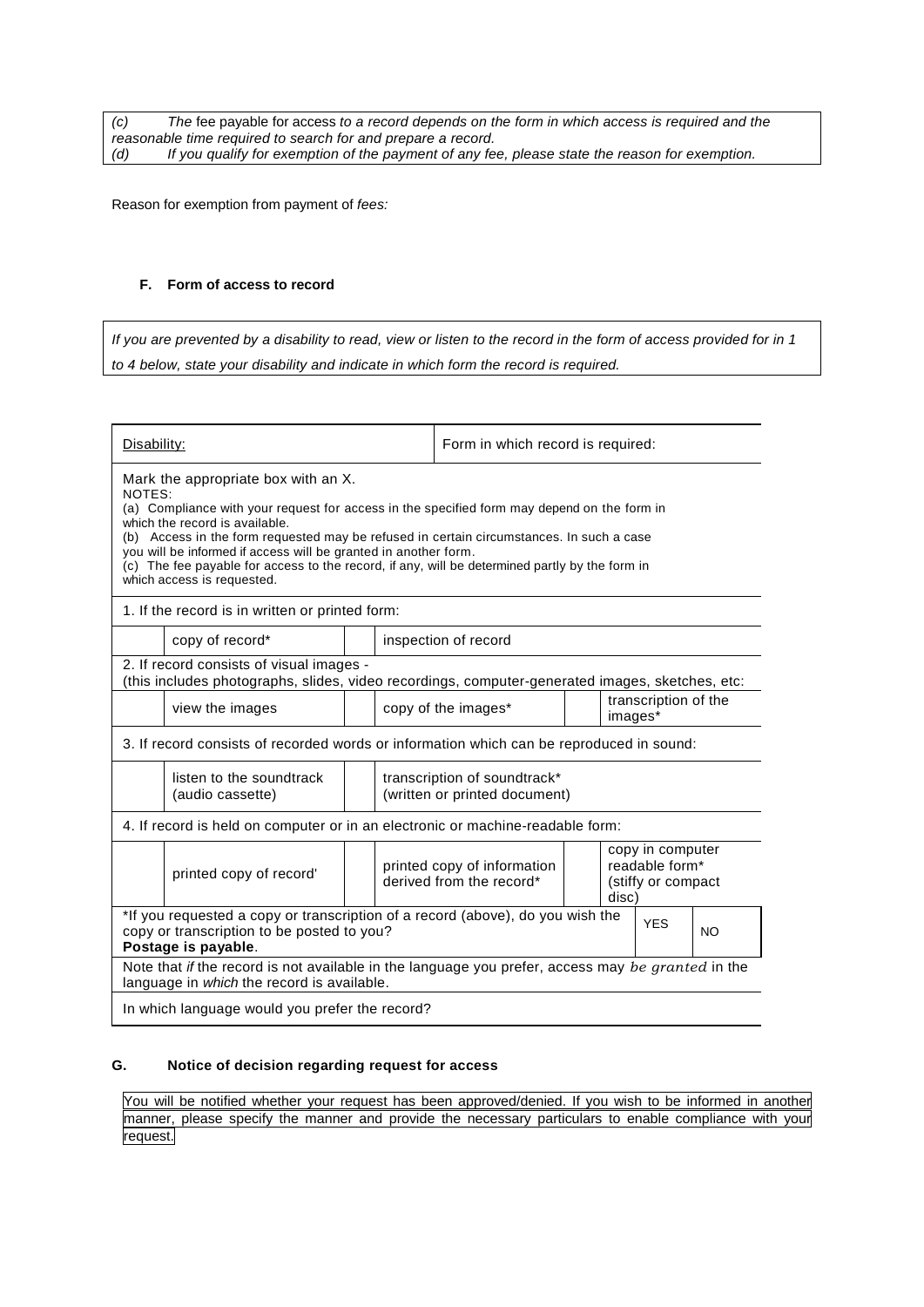*(c) The* fee payable for access *to a record depends on the form in which access is required and the reasonable time required to search for and prepare a record.*
*(d) If you qualify for exemption of the payment of any fee, please state the reason for exemption.*

Reason for exemption from payment of *fees:*

#### F. Form of access to record

*If you are prevented by a disability to read, view or listen to the record in the form of access provided for in 1 to 4 below, state your disability and indicate in which form the record is required.*

| Disability: | | | | Form in which record is required: | | | |
|---|---|---|---|---|---|---|---|
| Mark the appropriate box with an X.<br>NOTES:<br>(a) Compliance with your request for access in the specified form may depend on the form in which the record is available.<br>(b) Access in the form requested may be refused in certain circumstances. In such a case you will be informed if access will be granted in another form.<br>(c) The fee payable for access to the record, if any, will be determined partly by the form in which access is requested. | | | | | | | |
| 1. If the record is in written or printed form: | | | | | | | |
| | copy of record* | | inspection of record | | | | |
| 2. If record consists of visual images -<br>(this includes photographs, slides, video recordings, computer-generated images, sketches, etc: | | | | | | | |
| | view the images | | copy of the images* | | | transcription of the images* | |
| 3. If record consists of recorded words or information which can be reproduced in sound: | | | | | | | |
| | listen to the soundtrack (audio cassette) | | transcription of soundtrack* (written or printed document) | | | | |
| 4. If record is held on computer or in an electronic or machine-readable form: | | | | | | | |
| | printed copy of record' | | printed copy of information derived from the record* | | | copy in computer readable form* (stiffy or compact disc) | |
| *If you requested a copy or transcription of a record (above), do you wish the copy or transcription to be posted to you?<br>**Postage is payable**. | | | | | | YES | NO |
| Note that *if* the record is not available in the language you prefer, access may *be granted* in the language in *which* the record is available. | | | | | | | |
| In which language would you prefer the record? | | | | | | | |

#### G. Notice of decision regarding request for access

You will be notified whether your request has been approved/denied. If you wish to be informed in another manner, please specify the manner and provide the necessary particulars to enable compliance with your request.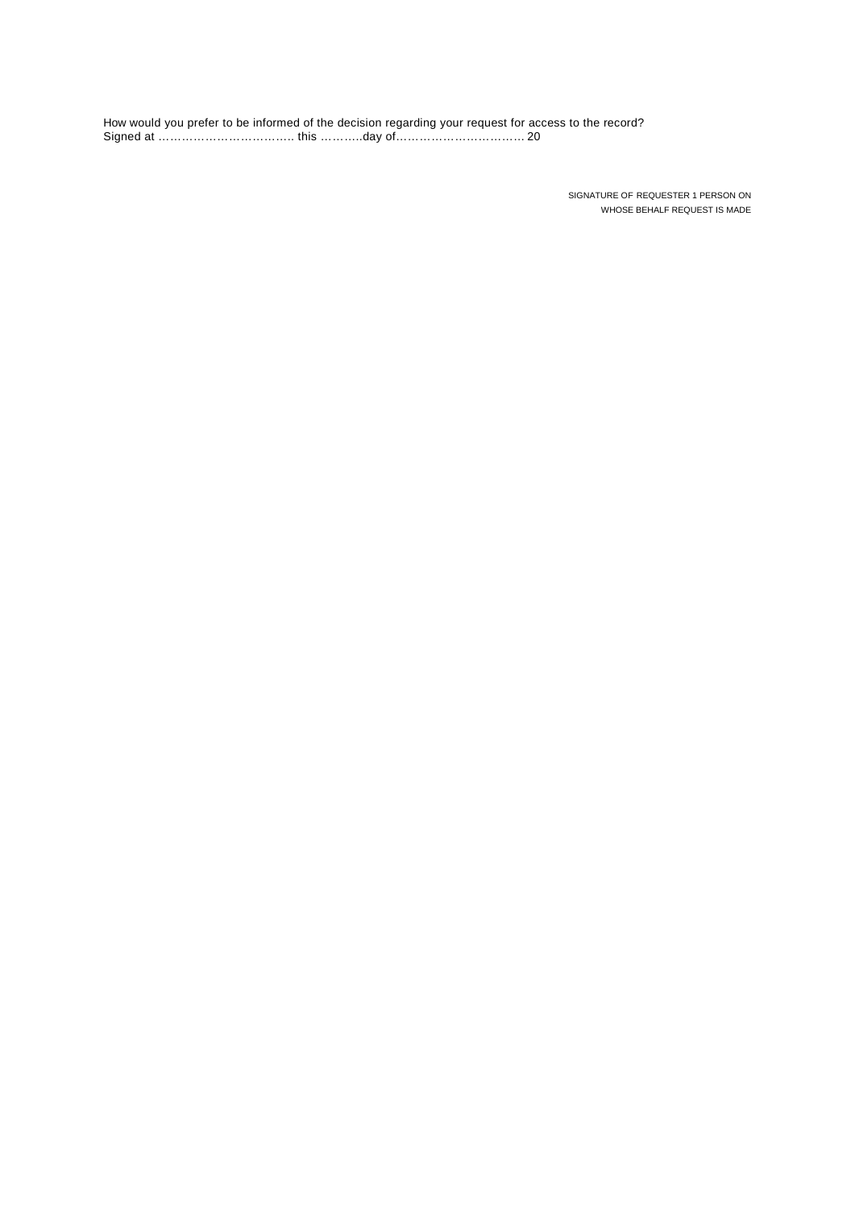How would you prefer to be informed of the decision regarding your request for access to the record?

Signed at …………………………….. this ………..day of…………………………… 20

SIGNATURE OF REQUESTER 1 PERSON ON
WHOSE BEHALF REQUEST IS MADE